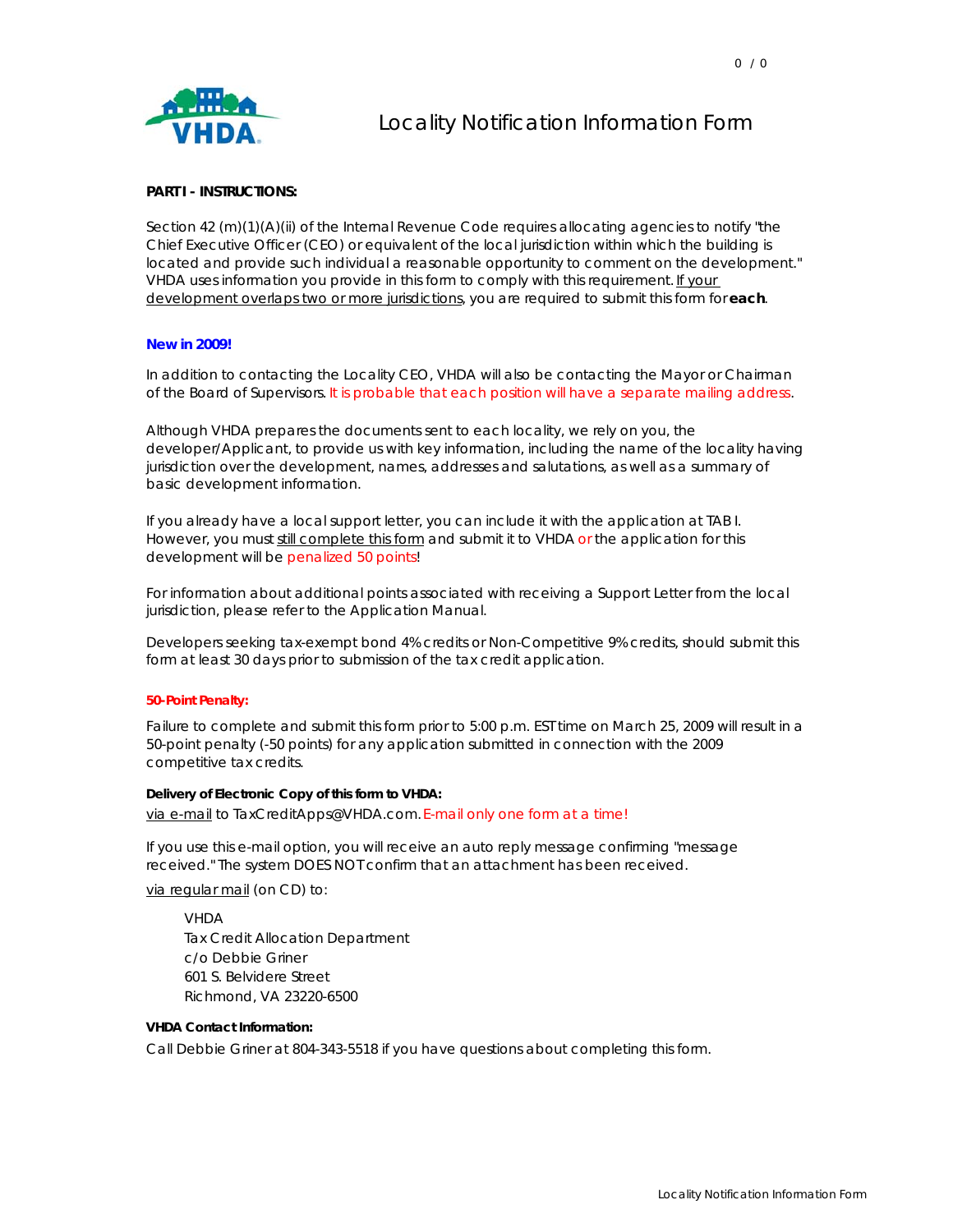# Locality Notification Information Form

**PART I - INSTRUCTIONS:**

Section 42 (m)(1)(A)(ii) of the Internal Revenue Code requires allocating agencies to notify "the Chief Executive Officer (CEO) or equivalent of the local jurisdiction within which the building is located and provide such individual a reasonable opportunity to comment on the development." VHDA uses information you provide in this form to comply with this requirement. If your development overlaps two or more jurisdictions, you are required to submit this form for **each**.

**New in 2009!**

In addition to contacting the Locality CEO, VHDA will also be contacting the Mayor or Chairman of the Board of Supervisors. It is probable that each position will have a separate mailing address.

Although VHDA prepares the documents sent to each locality, we rely on you, the developer/Applicant, to provide us with key information, including the name of the locality having jurisdiction over the development, names, addresses and salutations, as well as a summary of basic development information.

If you already have a local support letter, you can include it with the application at TAB I. However, you must still complete this form and submit it to VHDA or the application for this development will be penalized 50 points!

For information about additional points associated with receiving a Support Letter from the local jurisdiction, please refer to the Application Manual.

Developers seeking tax-exempt bond 4% credits or Non-Competitive 9% credits, should submit this form at least 30 days prior to submission of the tax credit application.

**50-Point Penalty:**

Failure to complete and submit this form prior to 5:00 p.m. EST time on March 25, 2009 will result in a 50-point penalty (-50 points) for any application submitted in connection with the 2009 competitive tax credits.

**Delivery of Electronic Copy of this form to VHDA:**

via e-mail to TaxCreditApps@VHDA.com. E-mail only one form at a time!

If you use this e-mail option, you will receive an auto reply message confirming "message received." The system DOES NOT confirm that an attachment has been received.

via regular mail (on CD) to:

VHDA
Tax Credit Allocation Department
c/o Debbie Griner
601 S. Belvidere Street
Richmond, VA 23220-6500

**VHDA Contact Information:**

Call Debbie Griner at 804-343-5518 if you have questions about completing this form.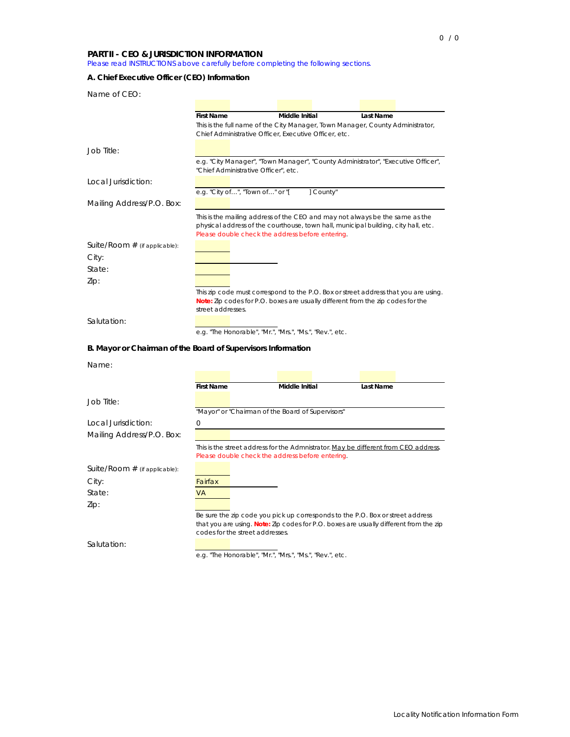## PART II - CEO & JURISDICTION INFORMATION

*Please read INSTRUCTIONS above carefully before completing the following sections.*

### A. Chief Executive Officer (CEO) Information

Name of CEO:

| First Name | Middle Initial | Last Name |
|---|---|---|
| | | |

This is the full name of the City Manager, Town Manager, County Administrator, Chief Administrative Officer, Executive Officer, etc.

Job Title:

e.g. "City Manager", "Town Manager", "County Administrator", "Executive Officer", "Chief Administrative Officer", etc.

Local Jurisdiction:

e.g. "City of…", "Town of…" or "[ ] County"

Mailing Address/P.O. Box:

This is the mailing address of the CEO and may not always be the same as the physical address of the courthouse, town hall, municipal building, city hall, etc. Please double check the address before entering.

Suite/Room # (if applicable):

City:

State:

Zip:

This zip code must correspond to the P.O. Box or street address that you are using. **Note:** Zip codes for P.O. boxes are usually different from the zip codes for the street addresses.

Salutation:

e.g. "The Honorable", "Mr.", "Mrs.", "Ms.", "Rev.", etc.

### B. Mayor or Chairman of the Board of Supervisors Information

Name:

| First Name | Middle Initial | Last Name |
|---|---|---|
| | | |

Job Title:

"Mayor" or "Chairman of the Board of Supervisors"

Local Jurisdiction: 0

Mailing Address/P.O. Box:

This is the street address for the Admnistrator. May be different from CEO address. Please double check the address before entering.

Suite/Room # (if applicable):

City: Fairfax

State: VA

Zip:

Be sure the zip code you pick up corresponds to the P.O. Box or street address that you are using. **Note:** Zip codes for P.O. boxes are usually different from the zip codes for the street addresses.

Salutation:

e.g. "The Honorable", "Mr.", "Mrs.", "Ms.", "Rev.", etc.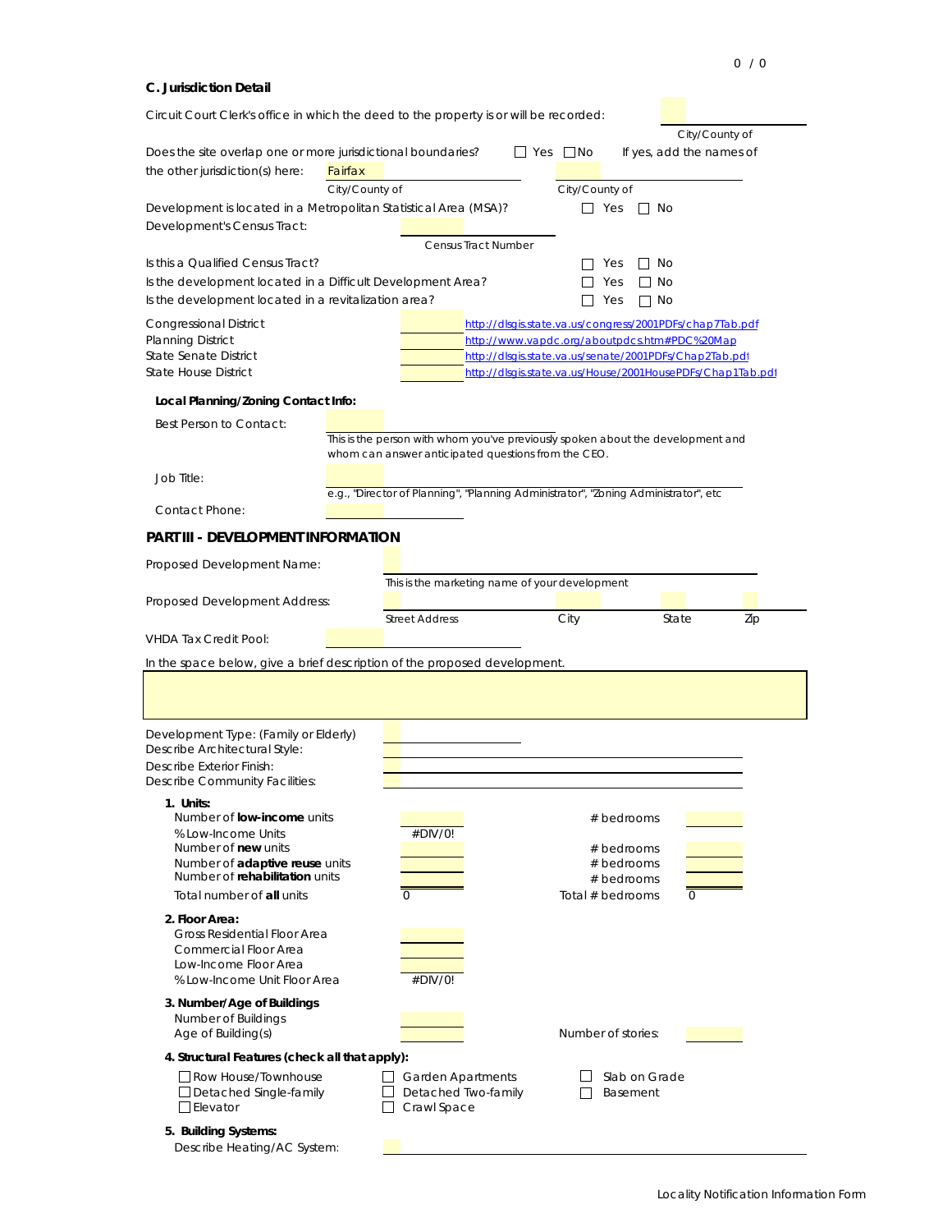### C. Jurisdiction Detail

Circuit Court Clerk's office in which the deed to the property is or will be recorded: ____________
City/County of

Does the site overlap one or more jurisdictional boundaries? ☐ Yes ☐ No  If yes, add the names of the other jurisdiction(s) here: Fairfax ____________  ____________
City/County of  City/County of

Development is located in a Metropolitan Statistical Area (MSA)? ☐ Yes ☐ No

Development's Census Tract: ____________
Census Tract Number

Is this a Qualified Census Tract? ☐ Yes ☐ No

Is the development located in a Difficult Development Area? ☐ Yes ☐ No

Is the development located in a revitalization area? ☐ Yes ☐ No

| | | |
|---|---|---|
| Congressional District | | http://dlsgis.state.va.us/congress/2001PDFs/chap7Tab.pdf |
| Planning District | | http://www.vapdc.org/aboutpdcs.htm#PDC%20Map |
| State Senate District | | http://dlsgis.state.va.us/senate/2001PDFs/Chap2Tab.pdf |
| State House District | | http://dlsgis.state.va.us/House/2001HousePDFs/Chap1Tab.pdf |

**Local Planning/Zoning Contact Info:**

Best Person to Contact: ____________
This is the person with whom you've previously spoken about the development and whom can answer anticipated questions from the CEO.

Job Title: ____________
e.g., "Director of Planning", "Planning Administrator", "Zoning Administrator", etc

Contact Phone: ____________

## PART III - DEVELOPMENT INFORMATION

Proposed Development Name: ____________
This is the marketing name of your development

Proposed Development Address: ____________ ____________ ____________ ____________
Street Address  City  State  Zip

VHDA Tax Credit Pool: ____________

In the space below, give a brief description of the proposed development.

Development Type: (Family or Elderly) ____________
Describe Architectural Style: ____________
Describe Exterior Finish: ____________
Describe Community Facilities: ____________

**1. Units:**

| | | | |
|---|---|---|---|
| Number of **low-income** units | | # bedrooms | |
| % Low-Income Units | #DIV/0! | | |
| Number of **new** units | | # bedrooms | |
| Number of **adaptive reuse** units | | # bedrooms | |
| Number of **rehabilitation** units | | # bedrooms | |
| Total number of **all** units | 0 | Total # bedrooms | 0 |

**2. Floor Area:**

| | |
|---|---|
| Gross Residential Floor Area | |
| Commercial Floor Area | |
| Low-Income Floor Area | |
| % Low-Income Unit Floor Area | #DIV/0! |

**3. Number/Age of Buildings**

Number of Buildings ____________
Age of Building(s) ____________  Number of stories: ____________

**4. Structural Features (check all that apply):**

☐ Row House/Townhouse  ☐ Garden Apartments  ☐ Slab on Grade
☐ Detached Single-family  ☐ Detached Two-family  ☐ Basement
☐ Elevator  ☐ Crawl Space

**5. Building Systems:**

Describe Heating/AC System: ____________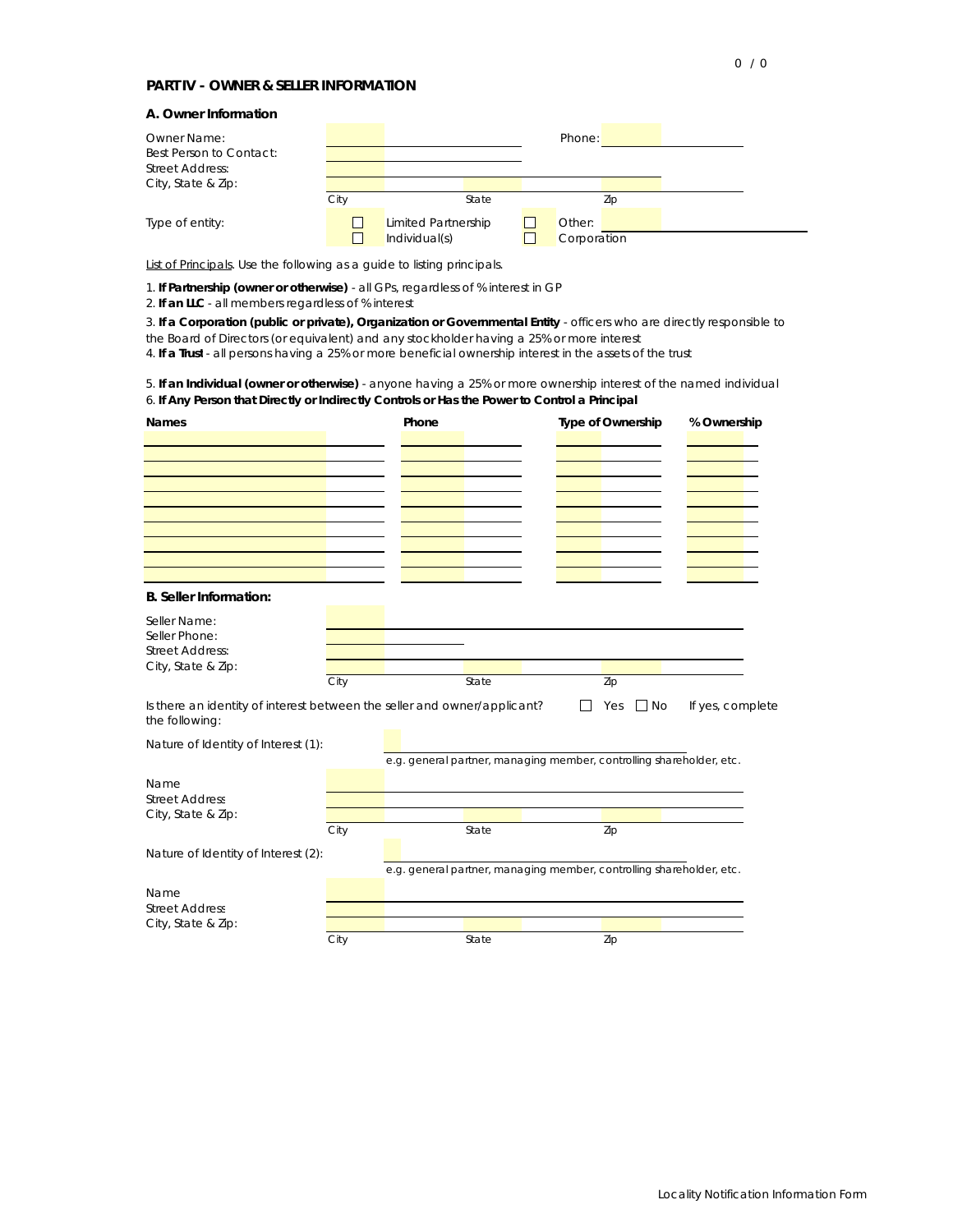## PART IV - OWNER & SELLER INFORMATION

### A. Owner Information

Owner Name: ______________________ Phone: ______________________

Best Person to Contact: ______________________

Street Address: ______________________

City, State & Zip: ______________________

City State Zip

Type of entity:

☐ Limited Partnership ☐ Other: ______________________

☐ Individual(s) ☐ Corporation

List of Principals. Use the following as a guide to listing principals.

1. **If Partnership (owner or otherwise)** - all GPs, regardless of % interest in GP
2. **If an LLC** - all members regardless of % interest
3. **If a Corporation (public or private), Organization or Governmental Entity** - officers who are directly responsible to the Board of Directors (or equivalent) and any stockholder having a 25% or more interest
4. **If a Trust** - all persons having a 25% or more beneficial ownership interest in the assets of the trust
5. **If an Individual (owner or otherwise)** - anyone having a 25% or more ownership interest of the named individual
6. **If Any Person that Directly or Indirectly Controls or Has the Power to Control a Principal**

| Names | Phone | Type of Ownership | % Ownership |
|---|---|---|---|
| | | | |
| | | | |
| | | | |
| | | | |
| | | | |
| | | | |
| | | | |
| | | | |
| | | | |

### B. Seller Information:

Seller Name: ______________________

Seller Phone: ______________________

Street Address: ______________________

City, State & Zip: ______________________

City State Zip

Is there an identity of interest between the seller and owner/applicant? ☐ Yes ☐ No If yes, complete the following:

Nature of Identity of Interest (1): ______________________

e.g. general partner, managing member, controlling shareholder, etc.

Name ______________________

Street Address ______________________

City, State & Zip: ______________________

City State Zip

Nature of Identity of Interest (2): ______________________

e.g. general partner, managing member, controlling shareholder, etc.

Name ______________________

Street Address ______________________

City, State & Zip: ______________________

City State Zip